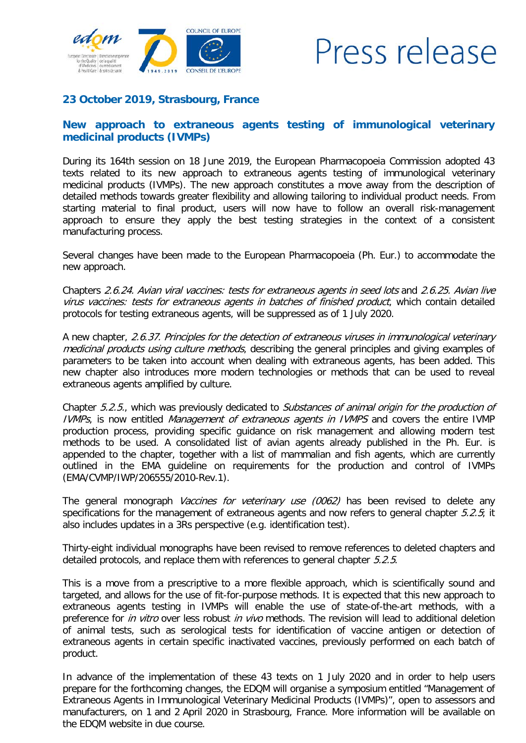Press release

**23 October 2019, Strasbourg, France**

## New approach to extraneous agents testing of immunological veterinary medicinal products (IVMPs)

During its 164th session on 18 June 2019, the European Pharmacopoeia Commission adopted 43 texts related to its new approach to extraneous agents testing of immunological veterinary medicinal products (IVMPs). The new approach constitutes a move away from the description of detailed methods towards greater flexibility and allowing tailoring to individual product needs. From starting material to final product, users will now have to follow an overall risk-management approach to ensure they apply the best testing strategies in the context of a consistent manufacturing process.

Several changes have been made to the European Pharmacopoeia (Ph. Eur.) to accommodate the new approach.

Chapters *2.6.24. Avian viral vaccines: tests for extraneous agents in seed lots* and *2.6.25. Avian live virus vaccines: tests for extraneous agents in batches of finished product*, which contain detailed protocols for testing extraneous agents, will be suppressed as of 1 July 2020.

A new chapter, *2.6.37. Principles for the detection of extraneous viruses in immunological veterinary medicinal products using culture methods*, describing the general principles and giving examples of parameters to be taken into account when dealing with extraneous agents, has been added. This new chapter also introduces more modern technologies or methods that can be used to reveal extraneous agents amplified by culture.

Chapter *5.2.5.*, which was previously dedicated to *Substances of animal origin for the production of IVMPs*, is now entitled *Management of extraneous agents in IVMPS* and covers the entire IVMP production process, providing specific guidance on risk management and allowing modern test methods to be used. A consolidated list of avian agents already published in the Ph. Eur. is appended to the chapter, together with a list of mammalian and fish agents, which are currently outlined in the EMA guideline on requirements for the production and control of IVMPs (EMA/CVMP/IWP/206555/2010-Rev.1).

The general monograph *Vaccines for veterinary use (0062)* has been revised to delete any specifications for the management of extraneous agents and now refers to general chapter *5.2.5*; it also includes updates in a 3Rs perspective (e.g. identification test).

Thirty-eight individual monographs have been revised to remove references to deleted chapters and detailed protocols, and replace them with references to general chapter *5.2.5*.

This is a move from a prescriptive to a more flexible approach, which is scientifically sound and targeted, and allows for the use of fit-for-purpose methods. It is expected that this new approach to extraneous agents testing in IVMPs will enable the use of state-of-the-art methods, with a preference for *in vitro* over less robust *in vivo* methods. The revision will lead to additional deletion of animal tests, such as serological tests for identification of vaccine antigen or detection of extraneous agents in certain specific inactivated vaccines, previously performed on each batch of product.

In advance of the implementation of these 43 texts on 1 July 2020 and in order to help users prepare for the forthcoming changes, the EDQM will organise a symposium entitled "Management of Extraneous Agents in Immunological Veterinary Medicinal Products (IVMPs)", open to assessors and manufacturers, on 1 and 2 April 2020 in Strasbourg, France. More information will be available on the EDQM website in due course.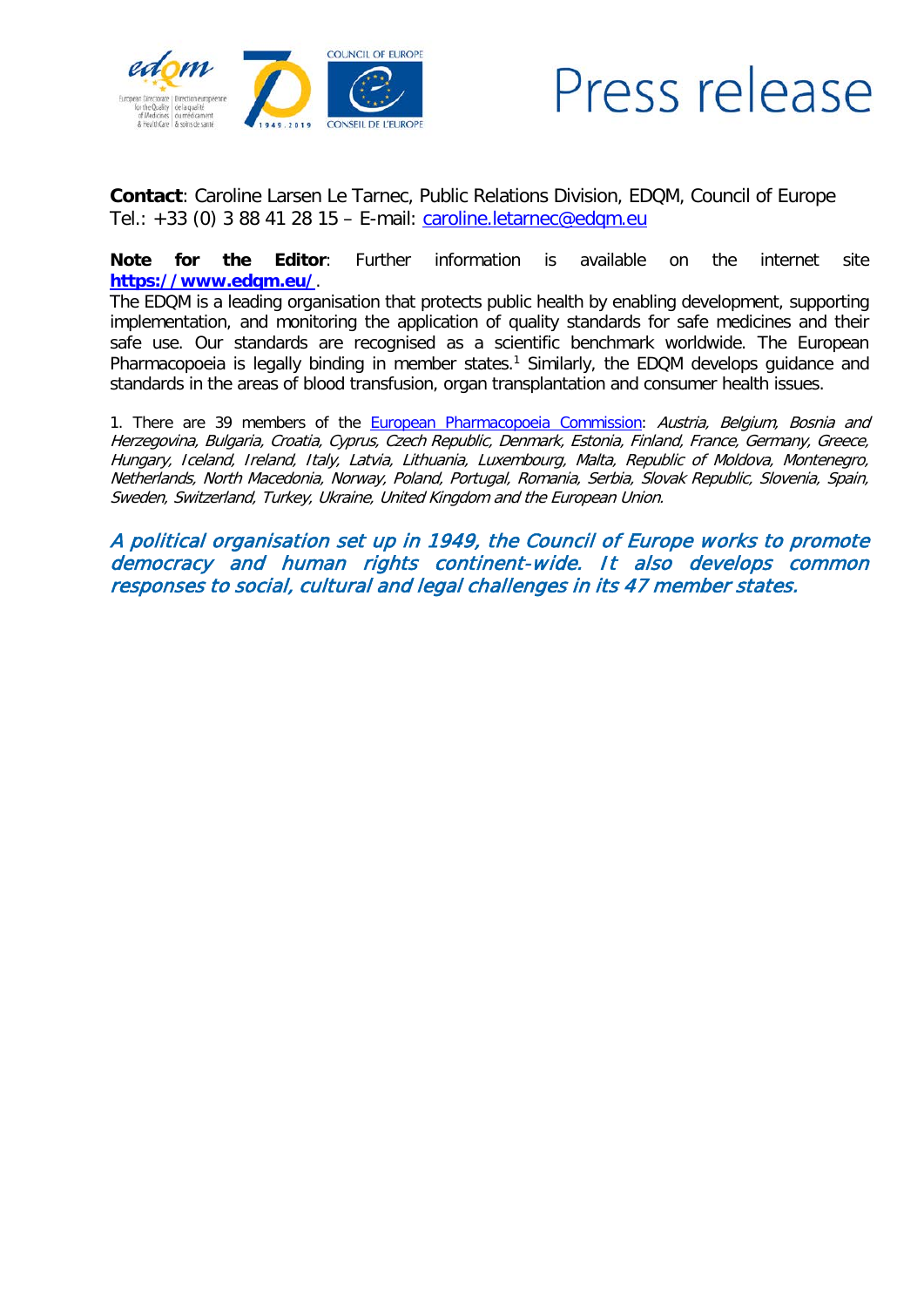# Press release

**Contact**: Caroline Larsen Le Tarnec, Public Relations Division, EDQM, Council of Europe
Tel.: +33 (0) 3 88 41 28 15 – E-mail: caroline.letarnec@edqm.eu

**Note for the Editor**: Further information is available on the internet site **https://www.edqm.eu/**.

The EDQM is a leading organisation that protects public health by enabling development, supporting implementation, and monitoring the application of quality standards for safe medicines and their safe use. Our standards are recognised as a scientific benchmark worldwide. The European Pharmacopoeia is legally binding in member states.[1] Similarly, the EDQM develops guidance and standards in the areas of blood transfusion, organ transplantation and consumer health issues.

1. There are 39 members of the European Pharmacopoeia Commission: *Austria, Belgium, Bosnia and Herzegovina, Bulgaria, Croatia, Cyprus, Czech Republic, Denmark, Estonia, Finland, France, Germany, Greece, Hungary, Iceland, Ireland, Italy, Latvia, Lithuania, Luxembourg, Malta, Republic of Moldova, Montenegro, Netherlands, North Macedonia, Norway, Poland, Portugal, Romania, Serbia, Slovak Republic, Slovenia, Spain, Sweden, Switzerland, Turkey, Ukraine, United Kingdom and the European Union.*

*A political organisation set up in 1949, the Council of Europe works to promote democracy and human rights continent-wide. It also develops common responses to social, cultural and legal challenges in its 47 member states.*